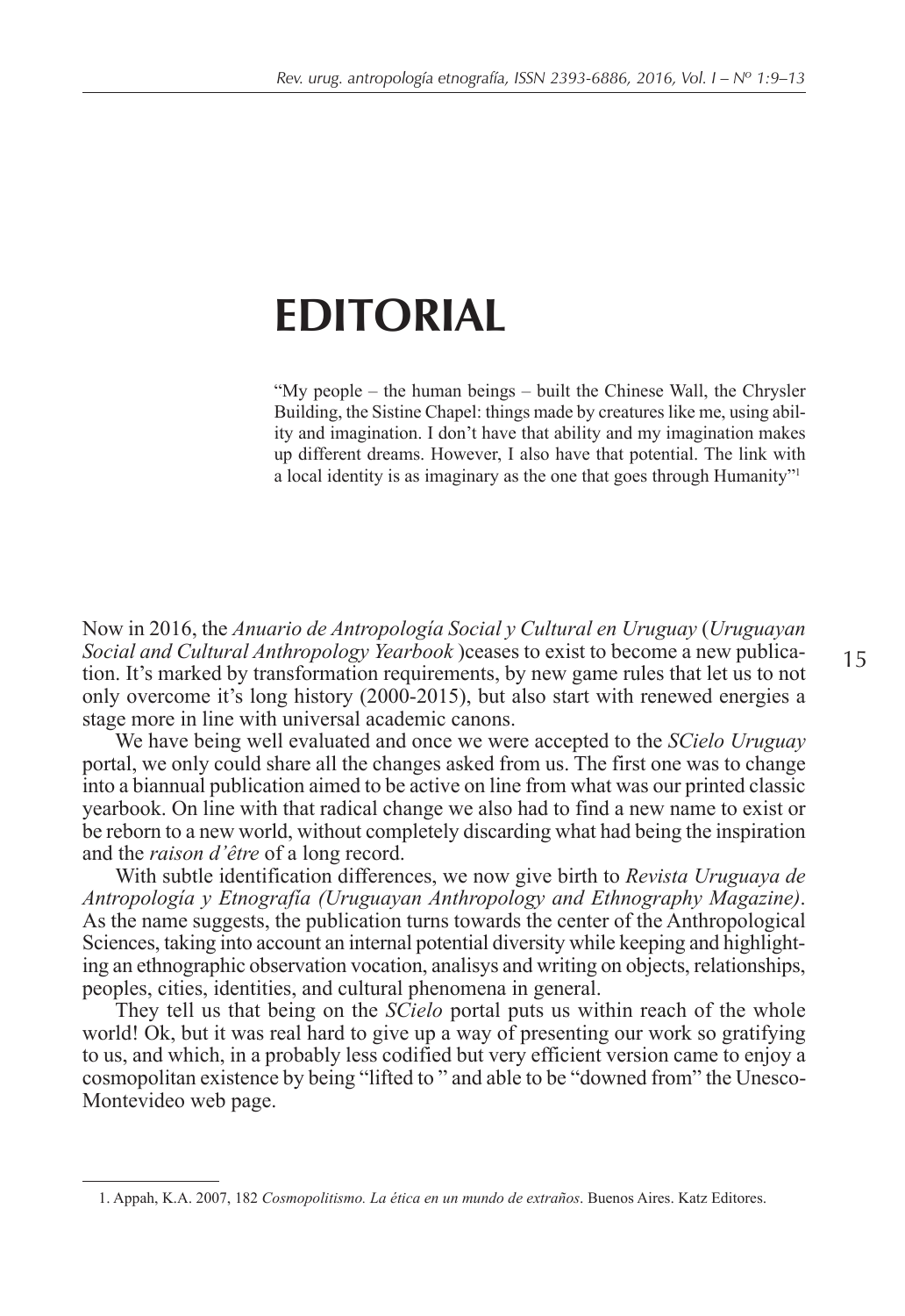# EDITORIAL

> "My people – the human beings – built the Chinese Wall, the Chrysler Building, the Sistine Chapel: things made by creatures like me, using ability and imagination. I don't have that ability and my imagination makes up different dreams. However, I also have that potential. The link with a local identity is as imaginary as the one that goes through Humanity"[1]

Now in 2016, the *Anuario de Antropología Social y Cultural en Uruguay* (*Uruguayan Social and Cultural Anthropology Yearbook* )ceases to exist to become a new publication. It's marked by transformation requirements, by new game rules that let us to not only overcome it's long history (2000-2015), but also start with renewed energies a stage more in line with universal academic canons.

We have being well evaluated and once we were accepted to the *SCielo Uruguay* portal, we only could share all the changes asked from us. The first one was to change into a biannual publication aimed to be active on line from what was our printed classic yearbook. On line with that radical change we also had to find a new name to exist or be reborn to a new world, without completely discarding what had being the inspiration and the *raison d'être* of a long record.

With subtle identification differences, we now give birth to *Revista Uruguaya de Antropología y Etnografía (Uruguayan Anthropology and Ethnography Magazine)*. As the name suggests, the publication turns towards the center of the Anthropological Sciences, taking into account an internal potential diversity while keeping and highlighting an ethnographic observation vocation, analisys and writing on objects, relationships, peoples, cities, identities, and cultural phenomena in general.

They tell us that being on the *SCielo* portal puts us within reach of the whole world! Ok, but it was real hard to give up a way of presenting our work so gratifying to us, and which, in a probably less codified but very efficient version came to enjoy a cosmopolitan existence by being "lifted to " and able to be "downed from" the Unesco-Montevideo web page.

---

1. Appah, K.A. 2007, 182 *Cosmopolitismo. La ética en un mundo de extraños*. Buenos Aires. Katz Editores.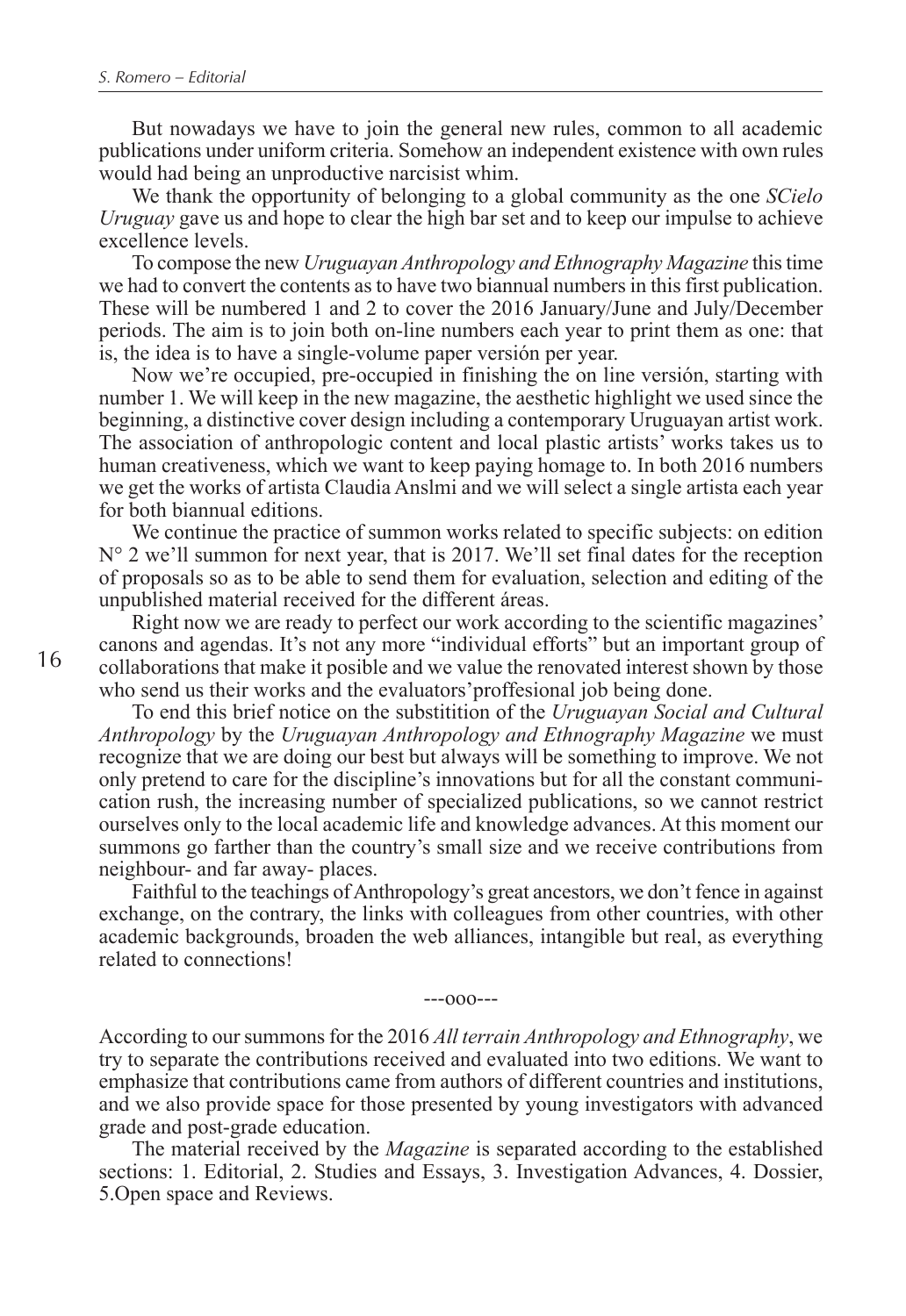But nowadays we have to join the general new rules, common to all academic publications under uniform criteria. Somehow an independent existence with own rules would had being an unproductive narcisist whim.

We thank the opportunity of belonging to a global community as the one *SCielo Uruguay* gave us and hope to clear the high bar set and to keep our impulse to achieve excellence levels.

To compose the new *Uruguayan Anthropology and Ethnography Magazine* this time we had to convert the contents as to have two biannual numbers in this first publication. These will be numbered 1 and 2 to cover the 2016 January/June and July/December periods. The aim is to join both on-line numbers each year to print them as one: that is, the idea is to have a single-volume paper versión per year.

Now we're occupied, pre-occupied in finishing the on line versión, starting with number 1. We will keep in the new magazine, the aesthetic highlight we used since the beginning, a distinctive cover design including a contemporary Uruguayan artist work. The association of anthropologic content and local plastic artists' works takes us to human creativeness, which we want to keep paying homage to. In both 2016 numbers we get the works of artista Claudia Anslmi and we will select a single artista each year for both biannual editions.

We continue the practice of summon works related to specific subjects: on edition N° 2 we'll summon for next year, that is 2017. We'll set final dates for the reception of proposals so as to be able to send them for evaluation, selection and editing of the unpublished material received for the different áreas.

Right now we are ready to perfect our work according to the scientific magazines' canons and agendas. It's not any more "individual efforts" but an important group of collaborations that make it posible and we value the renovated interest shown by those who send us their works and the evaluators'proffesional job being done.

To end this brief notice on the substitition of the *Uruguayan Social and Cultural Anthropology* by the *Uruguayan Anthropology and Ethnography Magazine* we must recognize that we are doing our best but always will be something to improve. We not only pretend to care for the discipline's innovations but for all the constant communication rush, the increasing number of specialized publications, so we cannot restrict ourselves only to the local academic life and knowledge advances. At this moment our summons go farther than the country's small size and we receive contributions from neighbour- and far away- places.

Faithful to the teachings of Anthropology's great ancestors, we don't fence in against exchange, on the contrary, the links with colleagues from other countries, with other academic backgrounds, broaden the web alliances, intangible but real, as everything related to connections!

---ooo---

According to our summons for the 2016 *All terrain Anthropology and Ethnography*, we try to separate the contributions received and evaluated into two editions. We want to emphasize that contributions came from authors of different countries and institutions, and we also provide space for those presented by young investigators with advanced grade and post-grade education.

The material received by the *Magazine* is separated according to the established sections: 1. Editorial, 2. Studies and Essays, 3. Investigation Advances, 4. Dossier, 5.Open space and Reviews.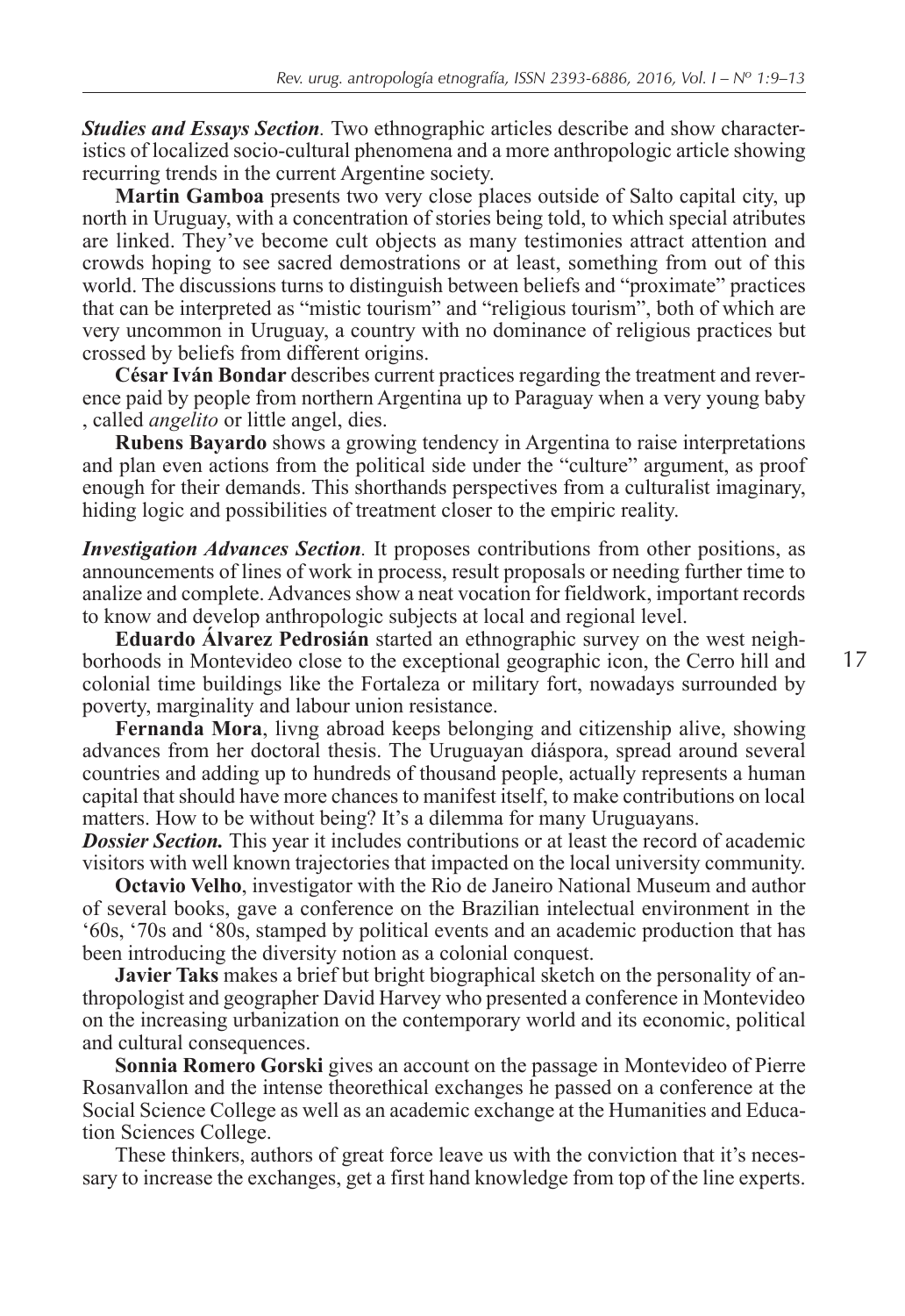***Studies and Essays Section.*** Two ethnographic articles describe and show characteristics of localized socio-cultural phenomena and a more anthropologic article showing recurring trends in the current Argentine society.

**Martin Gamboa** presents two very close places outside of Salto capital city, up north in Uruguay, with a concentration of stories being told, to which special atributes are linked. They've become cult objects as many testimonies attract attention and crowds hoping to see sacred demostrations or at least, something from out of this world. The discussions turns to distinguish between beliefs and "proximate" practices that can be interpreted as "mistic tourism" and "religious tourism", both of which are very uncommon in Uruguay, a country with no dominance of religious practices but crossed by beliefs from different origins.

**César Iván Bondar** describes current practices regarding the treatment and reverence paid by people from northern Argentina up to Paraguay when a very young baby , called *angelito* or little angel, dies.

**Rubens Bayardo** shows a growing tendency in Argentina to raise interpretations and plan even actions from the political side under the "culture" argument, as proof enough for their demands. This shorthands perspectives from a culturalist imaginary, hiding logic and possibilities of treatment closer to the empiric reality.

***Investigation Advances Section.*** It proposes contributions from other positions, as announcements of lines of work in process, result proposals or needing further time to analize and complete. Advances show a neat vocation for fieldwork, important records to know and develop anthropologic subjects at local and regional level.

**Eduardo Álvarez Pedrosián** started an ethnographic survey on the west neighborhoods in Montevideo close to the exceptional geographic icon, the Cerro hill and colonial time buildings like the Fortaleza or military fort, nowadays surrounded by poverty, marginality and labour union resistance.

**Fernanda Mora**, livng abroad keeps belonging and citizenship alive, showing advances from her doctoral thesis. The Uruguayan diáspora, spread around several countries and adding up to hundreds of thousand people, actually represents a human capital that should have more chances to manifest itself, to make contributions on local matters. How to be without being? It's a dilemma for many Uruguayans.

***Dossier Section.*** This year it includes contributions or at least the record of academic visitors with well known trajectories that impacted on the local university community.

**Octavio Velho**, investigator with the Rio de Janeiro National Museum and author of several books, gave a conference on the Brazilian intelectual environment in the '60s, '70s and '80s, stamped by political events and an academic production that has been introducing the diversity notion as a colonial conquest.

**Javier Taks** makes a brief but bright biographical sketch on the personality of anthropologist and geographer David Harvey who presented a conference in Montevideo on the increasing urbanization on the contemporary world and its economic, political and cultural consequences.

**Sonnia Romero Gorski** gives an account on the passage in Montevideo of Pierre Rosanvallon and the intense theorethical exchanges he passed on a conference at the Social Science College as well as an academic exchange at the Humanities and Education Sciences College.

These thinkers, authors of great force leave us with the conviction that it's necessary to increase the exchanges, get a first hand knowledge from top of the line experts.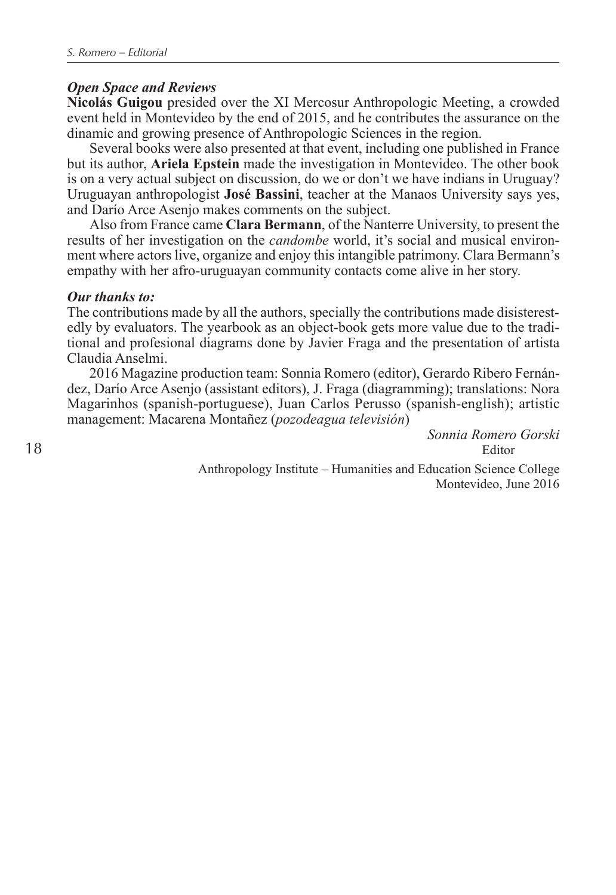### *Open Space and Reviews*

**Nicolás Guigou** presided over the XI Mercosur Anthropologic Meeting, a crowded event held in Montevideo by the end of 2015, and he contributes the assurance on the dinamic and growing presence of Anthropologic Sciences in the region.

Several books were also presented at that event, including one published in France but its author, **Ariela Epstein** made the investigation in Montevideo. The other book is on a very actual subject on discussion, do we or don't we have indians in Uruguay? Uruguayan anthropologist **José Bassini**, teacher at the Manaos University says yes, and Darío Arce Asenjo makes comments on the subject.

Also from France came **Clara Bermann**, of the Nanterre University, to present the results of her investigation on the *candombe* world, it's social and musical environment where actors live, organize and enjoy this intangible patrimony. Clara Bermann's empathy with her afro-uruguayan community contacts come alive in her story.

### *Our thanks to:*

The contributions made by all the authors, specially the contributions made disisterestedly by evaluators. The yearbook as an object-book gets more value due to the traditional and profesional diagrams done by Javier Fraga and the presentation of artista Claudia Anselmi.

2016 Magazine production team: Sonnia Romero (editor), Gerardo Ribero Fernández, Darío Arce Asenjo (assistant editors), J. Fraga (diagramming); translations: Nora Magarinhos (spanish-portuguese), Juan Carlos Perusso (spanish-english); artistic management: Macarena Montañez (*pozodeagua televisión*)

*Sonnia Romero Gorski*
Editor

Anthropology Institute – Humanities and Education Science College
Montevideo, June 2016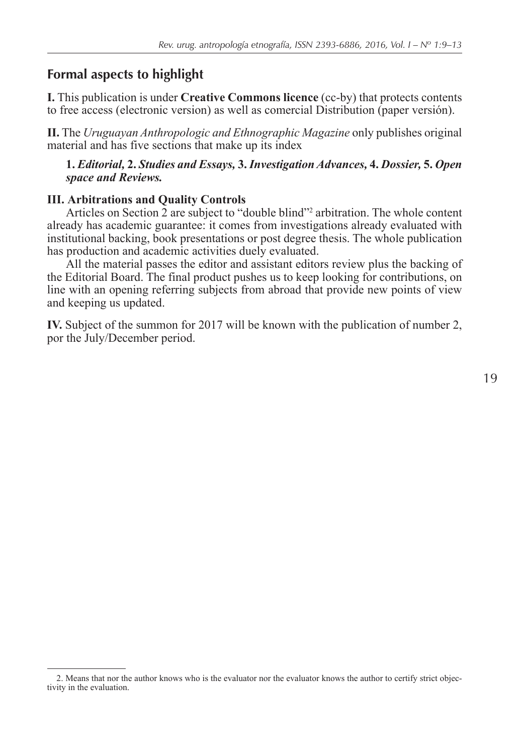## Formal aspects to highlight

**I.** This publication is under **Creative Commons licence** (cc-by) that protects contents to free access (electronic version) as well as comercial Distribution (paper versión).

**II.** The *Uruguayan Anthropologic and Ethnographic Magazine* only publishes original material and has five sections that make up its index

> **1.** ***Editorial,*** **2.** ***Studies and Essays,*** **3.** ***Investigation Advances,*** **4.** ***Dossier,*** **5.** ***Open space and Reviews.***

**III. Arbitrations and Quality Controls**

Articles on Section 2 are subject to "double blind"[2] arbitration. The whole content already has academic guarantee: it comes from investigations already evaluated with institutional backing, book presentations or post degree thesis. The whole publication has production and academic activities duely evaluated.

All the material passes the editor and assistant editors review plus the backing of the Editorial Board. The final product pushes us to keep looking for contributions, on line with an opening referring subjects from abroad that provide new points of view and keeping us updated.

**IV.** Subject of the summon for 2017 will be known with the publication of number 2, por the July/December period.

---

2. Means that nor the author knows who is the evaluator nor the evaluator knows the author to certify strict objectivity in the evaluation.